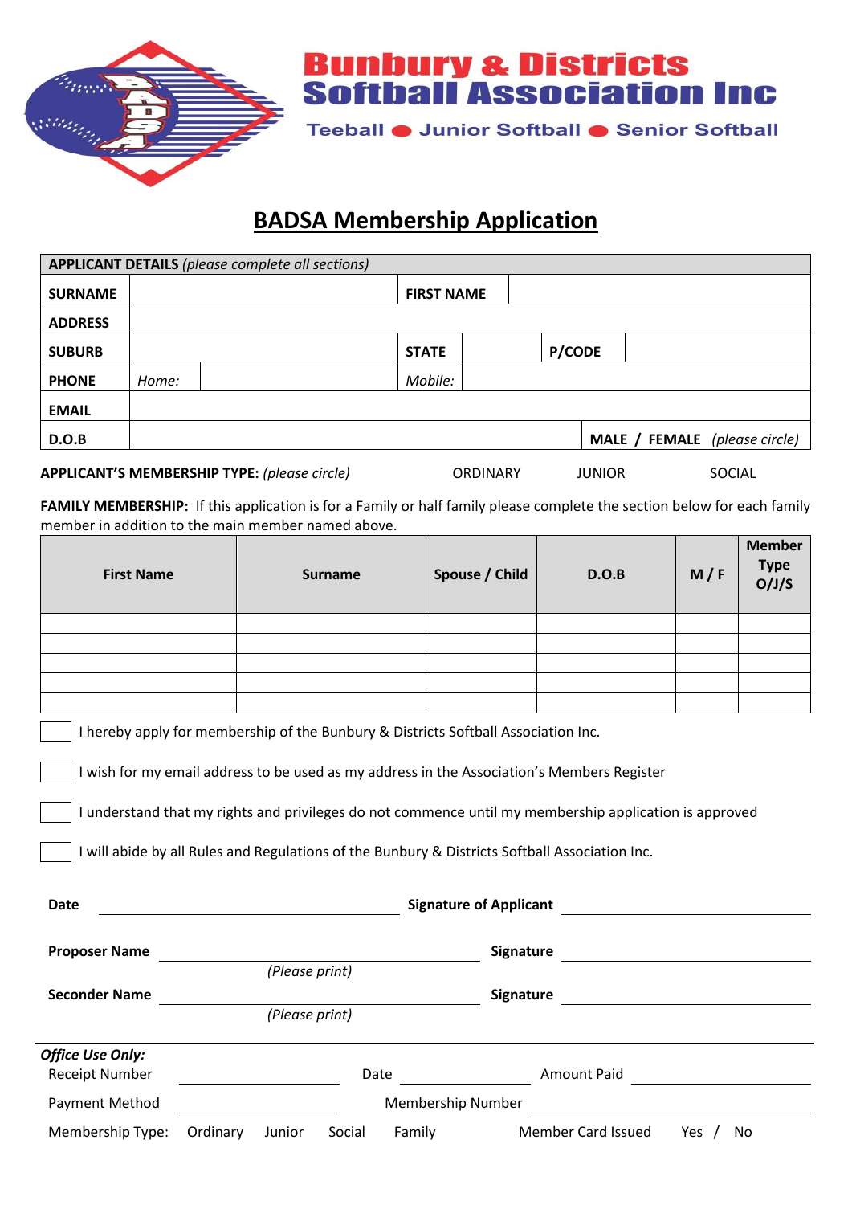**Bunbury & Districts Softball Association Inc**

Teeball ● Junior Softball ● Senior Softball

# BADSA Membership Application

| **APPLICANT DETAILS** *(please complete all sections)* | | | | | |
|---|---|---|---|---|---|
| **SURNAME** | | **FIRST NAME** | | | |
| **ADDRESS** | | | | | |
| **SUBURB** | | **STATE** | | **P/CODE** | |
| **PHONE** | *Home:* | *Mobile:* | | | |
| **EMAIL** | | | | | |
| **D.O.B** | | | | **MALE / FEMALE** *(please circle)* | |

**APPLICANT'S MEMBERSHIP TYPE:** *(please circle)* ORDINARY JUNIOR SOCIAL

**FAMILY MEMBERSHIP:** If this application is for a Family or half family please complete the section below for each family member in addition to the main member named above.

| First Name | Surname | Spouse / Child | D.O.B | M / F | Member Type O/J/S |
|---|---|---|---|---|---|
| | | | | | |
| | | | | | |
| | | | | | |
| | | | | | |
| | | | | | |

☐ I hereby apply for membership of the Bunbury & Districts Softball Association Inc.

☐ I wish for my email address to be used as my address in the Association's Members Register

☐ I understand that my rights and privileges do not commence until my membership application is approved

☐ I will abide by all Rules and Regulations of the Bunbury & Districts Softball Association Inc.

**Date** ______________________ **Signature of Applicant** ______________________

**Proposer Name** ______________________ **Signature** ______________________
*(Please print)*

**Seconder Name** ______________________ **Signature** ______________________
*(Please print)*

***Office Use Only:***

Receipt Number ______________ Date ______________ Amount Paid ______________

Payment Method ______________ Membership Number ______________

Membership Type: Ordinary Junior Social Family Member Card Issued Yes / No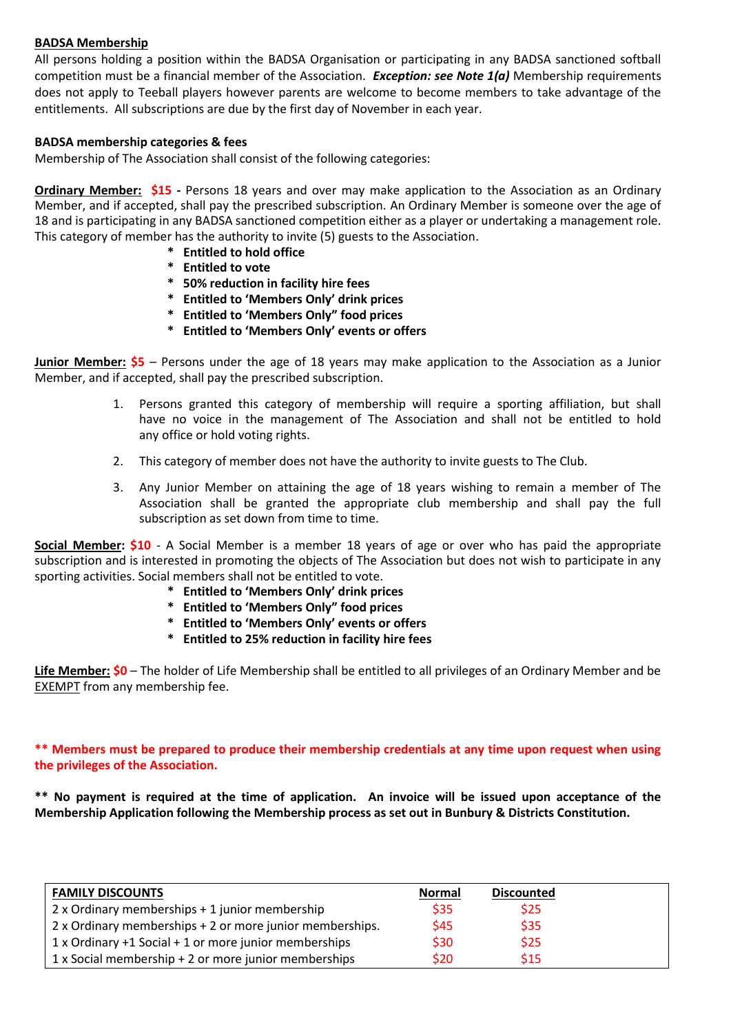**BADSA Membership**

All persons holding a position within the BADSA Organisation or participating in any BADSA sanctioned softball competition must be a financial member of the Association. ***Exception: see Note 1(a)*** Membership requirements does not apply to Teeball players however parents are welcome to become members to take advantage of the entitlements. All subscriptions are due by the first day of November in each year.

**BADSA membership categories & fees**

Membership of The Association shall consist of the following categories:

**Ordinary Member: $15 -** Persons 18 years and over may make application to the Association as an Ordinary Member, and if accepted, shall pay the prescribed subscription. An Ordinary Member is someone over the age of 18 and is participating in any BADSA sanctioned competition either as a player or undertaking a management role. This category of member has the authority to invite (5) guests to the Association.

- **Entitled to hold office**
- **Entitled to vote**
- **50% reduction in facility hire fees**
- **Entitled to 'Members Only' drink prices**
- **Entitled to 'Members Only" food prices**
- **Entitled to 'Members Only' events or offers**

**Junior Member: $5** – Persons under the age of 18 years may make application to the Association as a Junior Member, and if accepted, shall pay the prescribed subscription.

1. Persons granted this category of membership will require a sporting affiliation, but shall have no voice in the management of The Association and shall not be entitled to hold any office or hold voting rights.
2. This category of member does not have the authority to invite guests to The Club.
3. Any Junior Member on attaining the age of 18 years wishing to remain a member of The Association shall be granted the appropriate club membership and shall pay the full subscription as set down from time to time.

**Social Member: $10** - A Social Member is a member 18 years of age or over who has paid the appropriate subscription and is interested in promoting the objects of The Association but does not wish to participate in any sporting activities. Social members shall not be entitled to vote.

- **Entitled to 'Members Only' drink prices**
- **Entitled to 'Members Only" food prices**
- **Entitled to 'Members Only' events or offers**
- **Entitled to 25% reduction in facility hire fees**

**Life Member: $0** – The holder of Life Membership shall be entitled to all privileges of an Ordinary Member and be EXEMPT from any membership fee.

**** Members must be prepared to produce their membership credentials at any time upon request when using the privileges of the Association.**

**** No payment is required at the time of application. An invoice will be issued upon acceptance of the Membership Application following the Membership process as set out in Bunbury & Districts Constitution.**

| FAMILY DISCOUNTS | Normal | Discounted |
|---|---|---|
| 2 x Ordinary memberships + 1 junior membership | $35 | $25 |
| 2 x Ordinary memberships + 2 or more junior memberships. | $45 | $35 |
| 1 x Ordinary +1 Social + 1 or more junior memberships | $30 | $25 |
| 1 x Social membership + 2 or more junior memberships | $20 | $15 |